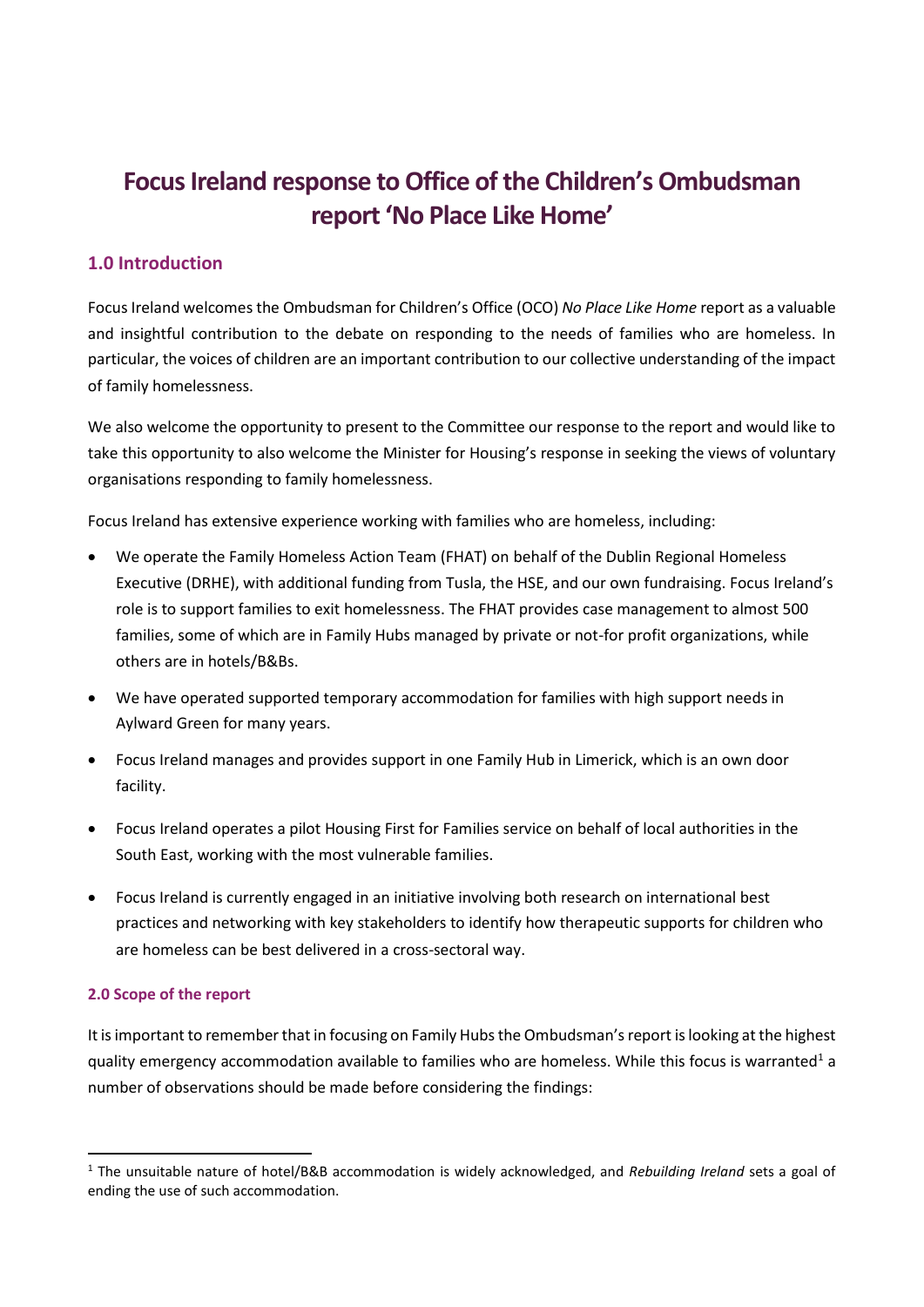# Focus Ireland response to Office of the Children's Ombudsman report 'No Place Like Home'

## 1.0 Introduction

Focus Ireland welcomes the Ombudsman for Children's Office (OCO) *No Place Like Home* report as a valuable and insightful contribution to the debate on responding to the needs of families who are homeless. In particular, the voices of children are an important contribution to our collective understanding of the impact of family homelessness.

We also welcome the opportunity to present to the Committee our response to the report and would like to take this opportunity to also welcome the Minister for Housing's response in seeking the views of voluntary organisations responding to family homelessness.

Focus Ireland has extensive experience working with families who are homeless, including:

- We operate the Family Homeless Action Team (FHAT) on behalf of the Dublin Regional Homeless Executive (DRHE), with additional funding from Tusla, the HSE, and our own fundraising. Focus Ireland's role is to support families to exit homelessness. The FHAT provides case management to almost 500 families, some of which are in Family Hubs managed by private or not-for profit organizations, while others are in hotels/B&Bs.
- We have operated supported temporary accommodation for families with high support needs in Aylward Green for many years.
- Focus Ireland manages and provides support in one Family Hub in Limerick, which is an own door facility.
- Focus Ireland operates a pilot Housing First for Families service on behalf of local authorities in the South East, working with the most vulnerable families.
- Focus Ireland is currently engaged in an initiative involving both research on international best practices and networking with key stakeholders to identify how therapeutic supports for children who are homeless can be best delivered in a cross-sectoral way.

### 2.0 Scope of the report

It is important to remember that in focusing on Family Hubs the Ombudsman's report is looking at the highest quality emergency accommodation available to families who are homeless. While this focus is warranted[1] a number of observations should be made before considering the findings:

[1] The unsuitable nature of hotel/B&B accommodation is widely acknowledged, and *Rebuilding Ireland* sets a goal of ending the use of such accommodation.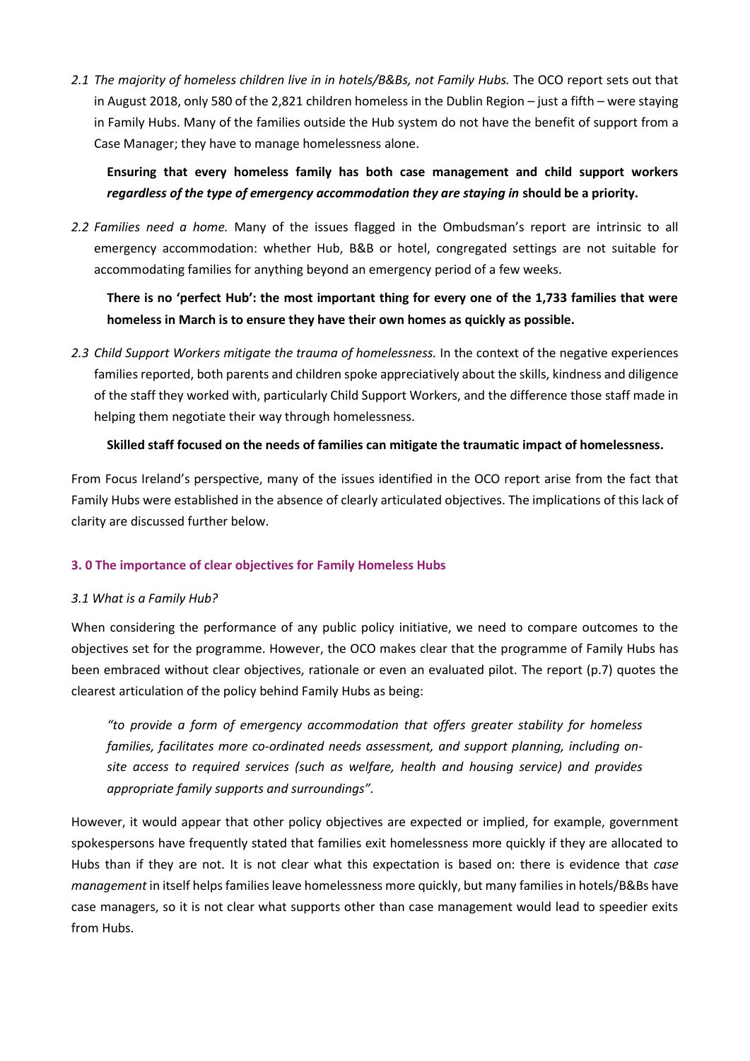2.1 *The majority of homeless children live in in hotels/B&Bs, not Family Hubs.* The OCO report sets out that in August 2018, only 580 of the 2,821 children homeless in the Dublin Region – just a fifth – were staying in Family Hubs. Many of the families outside the Hub system do not have the benefit of support from a Case Manager; they have to manage homelessness alone.

**Ensuring that every homeless family has both case management and child support workers *regardless of the type of emergency accommodation they are staying in* should be a priority.**

2.2 *Families need a home.* Many of the issues flagged in the Ombudsman's report are intrinsic to all emergency accommodation: whether Hub, B&B or hotel, congregated settings are not suitable for accommodating families for anything beyond an emergency period of a few weeks.

**There is no 'perfect Hub': the most important thing for every one of the 1,733 families that were homeless in March is to ensure they have their own homes as quickly as possible.**

2.3 *Child Support Workers mitigate the trauma of homelessness.* In the context of the negative experiences families reported, both parents and children spoke appreciatively about the skills, kindness and diligence of the staff they worked with, particularly Child Support Workers, and the difference those staff made in helping them negotiate their way through homelessness.

**Skilled staff focused on the needs of families can mitigate the traumatic impact of homelessness.**

From Focus Ireland's perspective, many of the issues identified in the OCO report arise from the fact that Family Hubs were established in the absence of clearly articulated objectives. The implications of this lack of clarity are discussed further below.

## 3. 0 The importance of clear objectives for Family Homeless Hubs

### *3.1 What is a Family Hub?*

When considering the performance of any public policy initiative, we need to compare outcomes to the objectives set for the programme. However, the OCO makes clear that the programme of Family Hubs has been embraced without clear objectives, rationale or even an evaluated pilot. The report (p.7) quotes the clearest articulation of the policy behind Family Hubs as being:

*"to provide a form of emergency accommodation that offers greater stability for homeless families, facilitates more co-ordinated needs assessment, and support planning, including on-site access to required services (such as welfare, health and housing service) and provides appropriate family supports and surroundings".*

However, it would appear that other policy objectives are expected or implied, for example, government spokespersons have frequently stated that families exit homelessness more quickly if they are allocated to Hubs than if they are not. It is not clear what this expectation is based on: there is evidence that *case management* in itself helps families leave homelessness more quickly, but many families in hotels/B&Bs have case managers, so it is not clear what supports other than case management would lead to speedier exits from Hubs.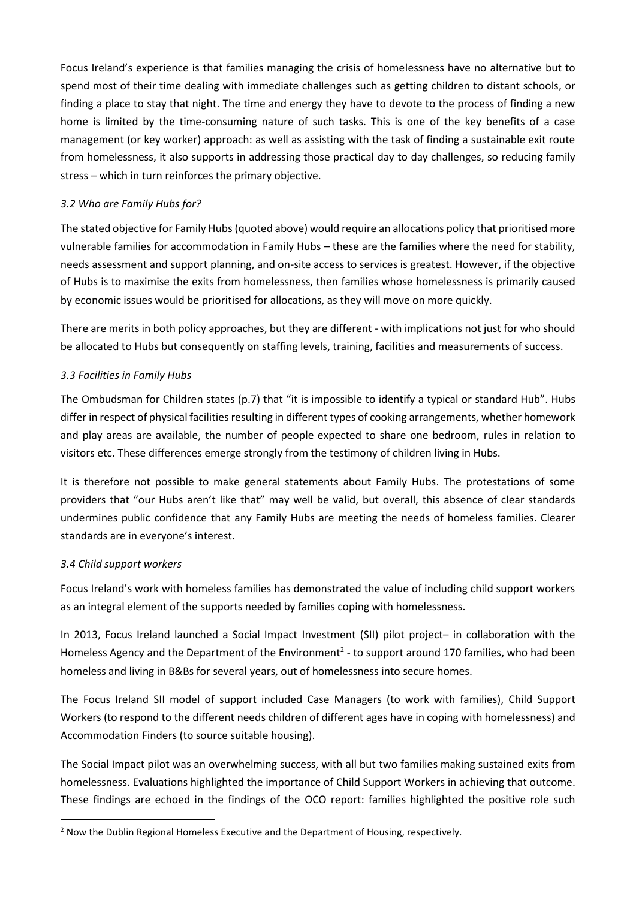Focus Ireland's experience is that families managing the crisis of homelessness have no alternative but to spend most of their time dealing with immediate challenges such as getting children to distant schools, or finding a place to stay that night. The time and energy they have to devote to the process of finding a new home is limited by the time-consuming nature of such tasks. This is one of the key benefits of a case management (or key worker) approach: as well as assisting with the task of finding a sustainable exit route from homelessness, it also supports in addressing those practical day to day challenges, so reducing family stress – which in turn reinforces the primary objective.

### *3.2 Who are Family Hubs for?*

The stated objective for Family Hubs (quoted above) would require an allocations policy that prioritised more vulnerable families for accommodation in Family Hubs – these are the families where the need for stability, needs assessment and support planning, and on-site access to services is greatest. However, if the objective of Hubs is to maximise the exits from homelessness, then families whose homelessness is primarily caused by economic issues would be prioritised for allocations, as they will move on more quickly.

There are merits in both policy approaches, but they are different - with implications not just for who should be allocated to Hubs but consequently on staffing levels, training, facilities and measurements of success.

### *3.3 Facilities in Family Hubs*

The Ombudsman for Children states (p.7) that "it is impossible to identify a typical or standard Hub". Hubs differ in respect of physical facilities resulting in different types of cooking arrangements, whether homework and play areas are available, the number of people expected to share one bedroom, rules in relation to visitors etc. These differences emerge strongly from the testimony of children living in Hubs.

It is therefore not possible to make general statements about Family Hubs. The protestations of some providers that "our Hubs aren't like that" may well be valid, but overall, this absence of clear standards undermines public confidence that any Family Hubs are meeting the needs of homeless families. Clearer standards are in everyone's interest.

### *3.4 Child support workers*

Focus Ireland's work with homeless families has demonstrated the value of including child support workers as an integral element of the supports needed by families coping with homelessness.

In 2013, Focus Ireland launched a Social Impact Investment (SII) pilot project– in collaboration with the Homeless Agency and the Department of the Environment[2] - to support around 170 families, who had been homeless and living in B&Bs for several years, out of homelessness into secure homes.

The Focus Ireland SII model of support included Case Managers (to work with families), Child Support Workers (to respond to the different needs children of different ages have in coping with homelessness) and Accommodation Finders (to source suitable housing).

The Social Impact pilot was an overwhelming success, with all but two families making sustained exits from homelessness. Evaluations highlighted the importance of Child Support Workers in achieving that outcome. These findings are echoed in the findings of the OCO report: families highlighted the positive role such

[2] Now the Dublin Regional Homeless Executive and the Department of Housing, respectively.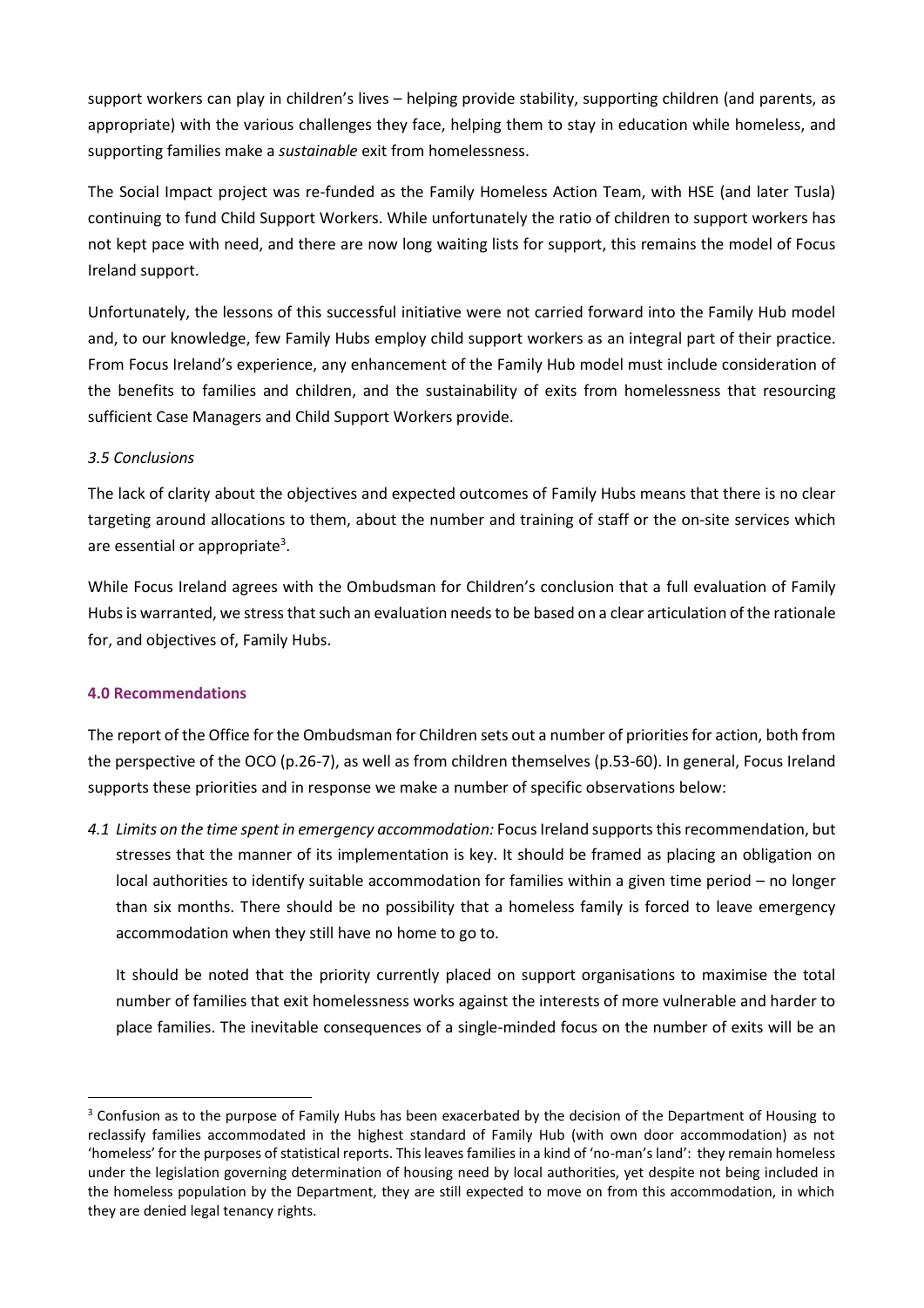support workers can play in children's lives – helping provide stability, supporting children (and parents, as appropriate) with the various challenges they face, helping them to stay in education while homeless, and supporting families make a *sustainable* exit from homelessness.

The Social Impact project was re-funded as the Family Homeless Action Team, with HSE (and later Tusla) continuing to fund Child Support Workers. While unfortunately the ratio of children to support workers has not kept pace with need, and there are now long waiting lists for support, this remains the model of Focus Ireland support.

Unfortunately, the lessons of this successful initiative were not carried forward into the Family Hub model and, to our knowledge, few Family Hubs employ child support workers as an integral part of their practice. From Focus Ireland's experience, any enhancement of the Family Hub model must include consideration of the benefits to families and children, and the sustainability of exits from homelessness that resourcing sufficient Case Managers and Child Support Workers provide.

*3.5 Conclusions*

The lack of clarity about the objectives and expected outcomes of Family Hubs means that there is no clear targeting around allocations to them, about the number and training of staff or the on-site services which are essential or appropriate[3].

While Focus Ireland agrees with the Ombudsman for Children's conclusion that a full evaluation of Family Hubs is warranted, we stress that such an evaluation needs to be based on a clear articulation of the rationale for, and objectives of, Family Hubs.

## 4.0 Recommendations

The report of the Office for the Ombudsman for Children sets out a number of priorities for action, both from the perspective of the OCO (p.26-7), as well as from children themselves (p.53-60). In general, Focus Ireland supports these priorities and in response we make a number of specific observations below:

*4.1 Limits on the time spent in emergency accommodation:* Focus Ireland supports this recommendation, but stresses that the manner of its implementation is key. It should be framed as placing an obligation on local authorities to identify suitable accommodation for families within a given time period – no longer than six months. There should be no possibility that a homeless family is forced to leave emergency accommodation when they still have no home to go to.

It should be noted that the priority currently placed on support organisations to maximise the total number of families that exit homelessness works against the interests of more vulnerable and harder to place families. The inevitable consequences of a single-minded focus on the number of exits will be an

---

[3] Confusion as to the purpose of Family Hubs has been exacerbated by the decision of the Department of Housing to reclassify families accommodated in the highest standard of Family Hub (with own door accommodation) as not 'homeless' for the purposes of statistical reports. This leaves families in a kind of 'no-man's land': they remain homeless under the legislation governing determination of housing need by local authorities, yet despite not being included in the homeless population by the Department, they are still expected to move on from this accommodation, in which they are denied legal tenancy rights.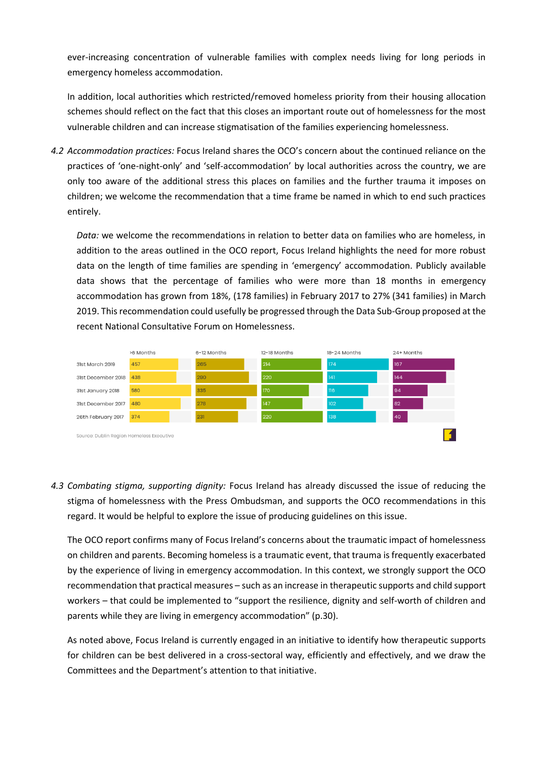ever-increasing concentration of vulnerable families with complex needs living for long periods in emergency homeless accommodation.

In addition, local authorities which restricted/removed homeless priority from their housing allocation schemes should reflect on the fact that this closes an important route out of homelessness for the most vulnerable children and can increase stigmatisation of the families experiencing homelessness.

4.2 *Accommodation practices:* Focus Ireland shares the OCO's concern about the continued reliance on the practices of 'one-night-only' and 'self-accommodation' by local authorities across the country, we are only too aware of the additional stress this places on families and the further trauma it imposes on children; we welcome the recommendation that a time frame be named in which to end such practices entirely.

*Data:* we welcome the recommendations in relation to better data on families who are homeless, in addition to the areas outlined in the OCO report, Focus Ireland highlights the need for more robust data on the length of time families are spending in 'emergency' accommodation. Publicly available data shows that the percentage of families who were more than 18 months in emergency accommodation has grown from 18%, (178 families) in February 2017 to 27% (341 families) in March 2019. This recommendation could usefully be progressed through the Data Sub-Group proposed at the recent National Consultative Forum on Homelessness.

| | >6 Months | 6-12 Months | 12-18 Months | 18-24 Months | 24+ Months |
|---|---|---|---|---|---|
| 31st March 2019 | 457 | 265 | 214 | 174 | 167 |
| 31st December 2018 | 438 | 290 | 220 | 141 | 144 |
| 31st January 2018 | 580 | 335 | 170 | 116 | 94 |
| 31st December 2017 | 480 | 278 | 147 | 102 | 82 |
| 26th February 2017 | 374 | 231 | 220 | 138 | 40 |

Source: Dublin Region Homeless Executive

4.3 *Combating stigma, supporting dignity:* Focus Ireland has already discussed the issue of reducing the stigma of homelessness with the Press Ombudsman, and supports the OCO recommendations in this regard. It would be helpful to explore the issue of producing guidelines on this issue.

The OCO report confirms many of Focus Ireland's concerns about the traumatic impact of homelessness on children and parents. Becoming homeless is a traumatic event, that trauma is frequently exacerbated by the experience of living in emergency accommodation. In this context, we strongly support the OCO recommendation that practical measures – such as an increase in therapeutic supports and child support workers – that could be implemented to "support the resilience, dignity and self-worth of children and parents while they are living in emergency accommodation" (p.30).

As noted above, Focus Ireland is currently engaged in an initiative to identify how therapeutic supports for children can be best delivered in a cross-sectoral way, efficiently and effectively, and we draw the Committees and the Department's attention to that initiative.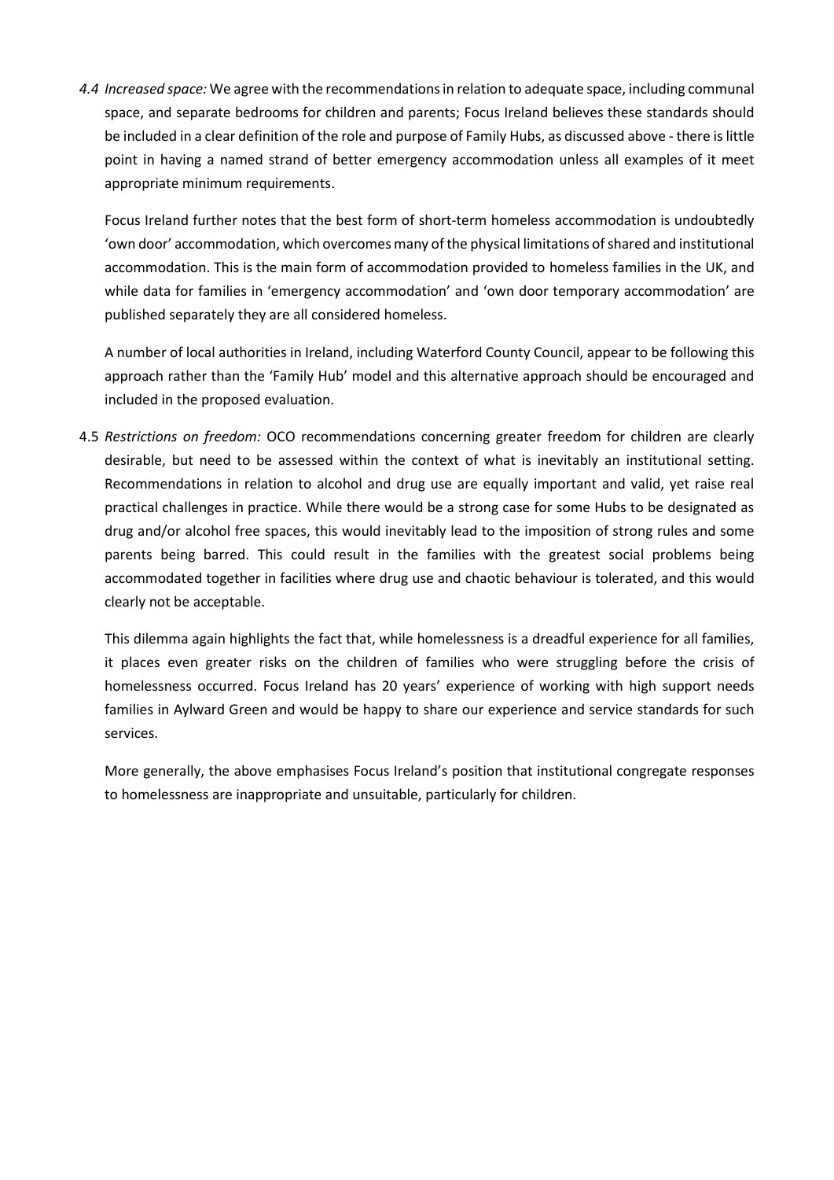4.4 *Increased space:* We agree with the recommendations in relation to adequate space, including communal space, and separate bedrooms for children and parents; Focus Ireland believes these standards should be included in a clear definition of the role and purpose of Family Hubs, as discussed above - there is little point in having a named strand of better emergency accommodation unless all examples of it meet appropriate minimum requirements.

Focus Ireland further notes that the best form of short-term homeless accommodation is undoubtedly 'own door' accommodation, which overcomes many of the physical limitations of shared and institutional accommodation. This is the main form of accommodation provided to homeless families in the UK, and while data for families in 'emergency accommodation' and 'own door temporary accommodation' are published separately they are all considered homeless.

A number of local authorities in Ireland, including Waterford County Council, appear to be following this approach rather than the 'Family Hub' model and this alternative approach should be encouraged and included in the proposed evaluation.

4.5 *Restrictions on freedom:* OCO recommendations concerning greater freedom for children are clearly desirable, but need to be assessed within the context of what is inevitably an institutional setting. Recommendations in relation to alcohol and drug use are equally important and valid, yet raise real practical challenges in practice. While there would be a strong case for some Hubs to be designated as drug and/or alcohol free spaces, this would inevitably lead to the imposition of strong rules and some parents being barred. This could result in the families with the greatest social problems being accommodated together in facilities where drug use and chaotic behaviour is tolerated, and this would clearly not be acceptable.

This dilemma again highlights the fact that, while homelessness is a dreadful experience for all families, it places even greater risks on the children of families who were struggling before the crisis of homelessness occurred. Focus Ireland has 20 years' experience of working with high support needs families in Aylward Green and would be happy to share our experience and service standards for such services.

More generally, the above emphasises Focus Ireland's position that institutional congregate responses to homelessness are inappropriate and unsuitable, particularly for children.